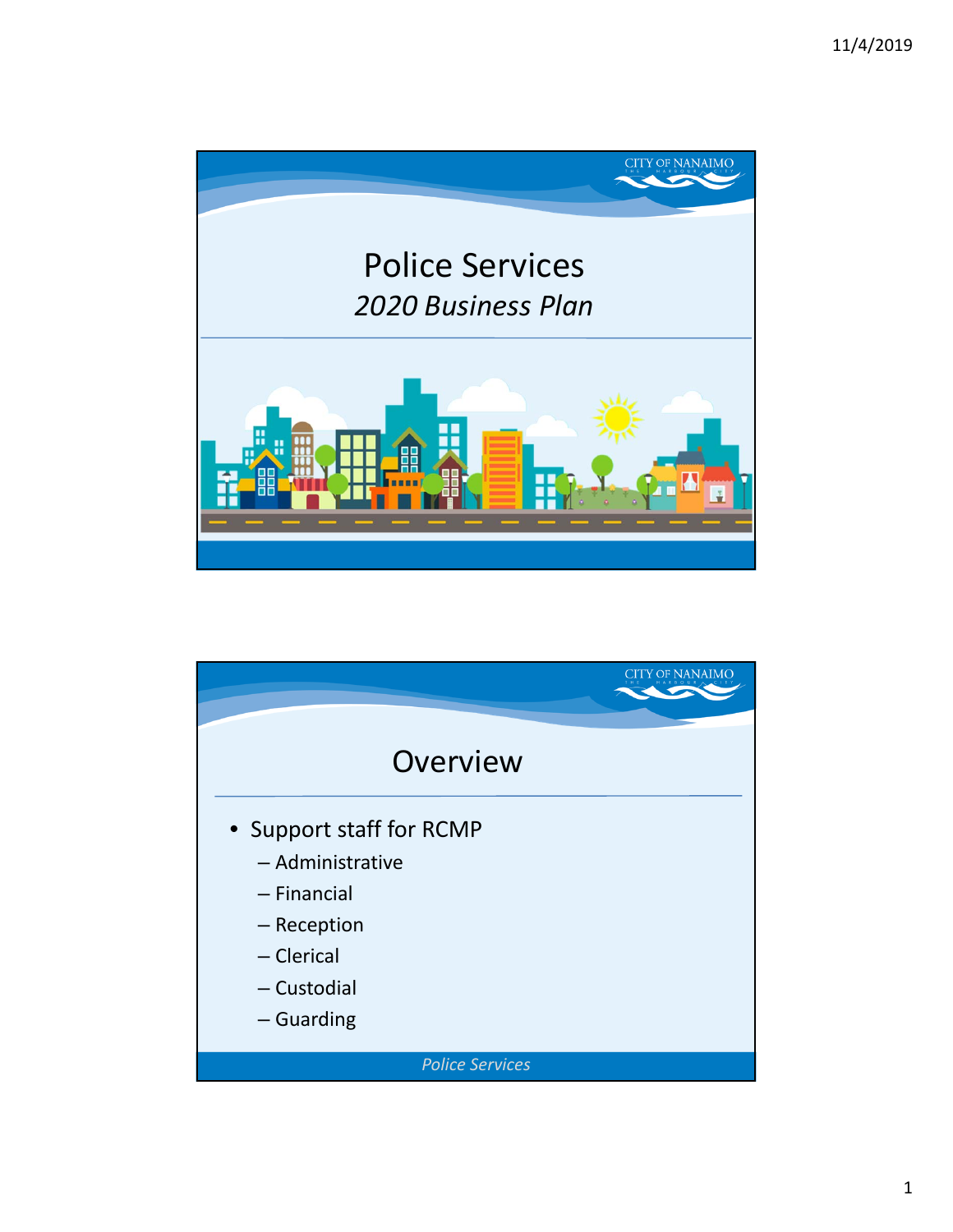# Police Services

*2020 Business Plan*

## Overview

- Support staff for RCMP
  - Administrative
  - Financial
  - Reception
  - Clerical
  - Custodial
  - Guarding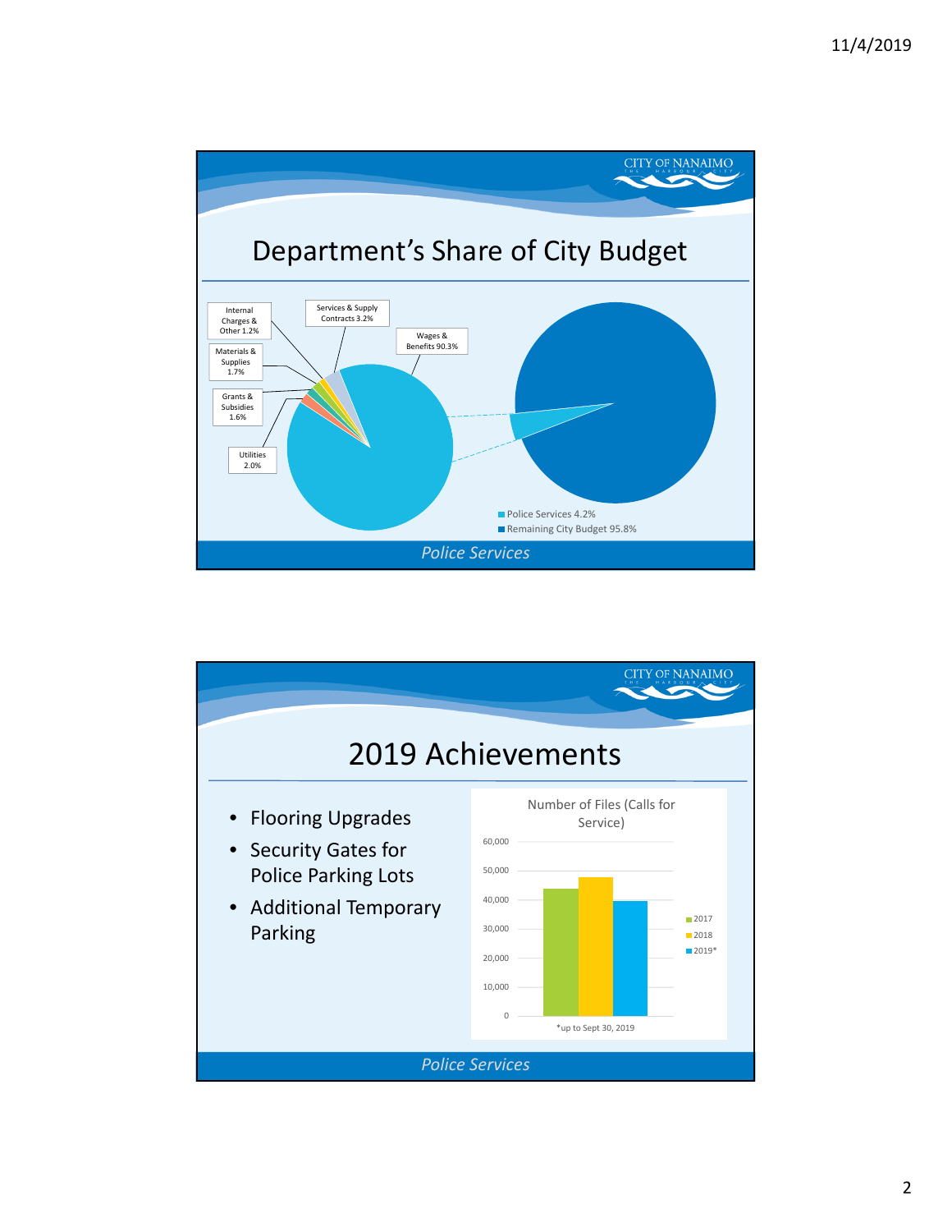## Department's Share of City Budget

- Wages & Benefits 90.3%
- Services & Supply Contracts 3.2%
- Internal Charges & Other 1.2%
- Materials & Supplies 1.7%
- Grants & Subsidies 1.6%
- Utilities 2.0%

- Police Services 4.2%
- Remaining City Budget 95.8%

*Police Services*

## 2019 Achievements

- Flooring Upgrades
- Security Gates for Police Parking Lots
- Additional Temporary Parking

Number of Files (Calls for Service)

- 2017
- 2018
- 2019*

*up to Sept 30, 2019

*Police Services*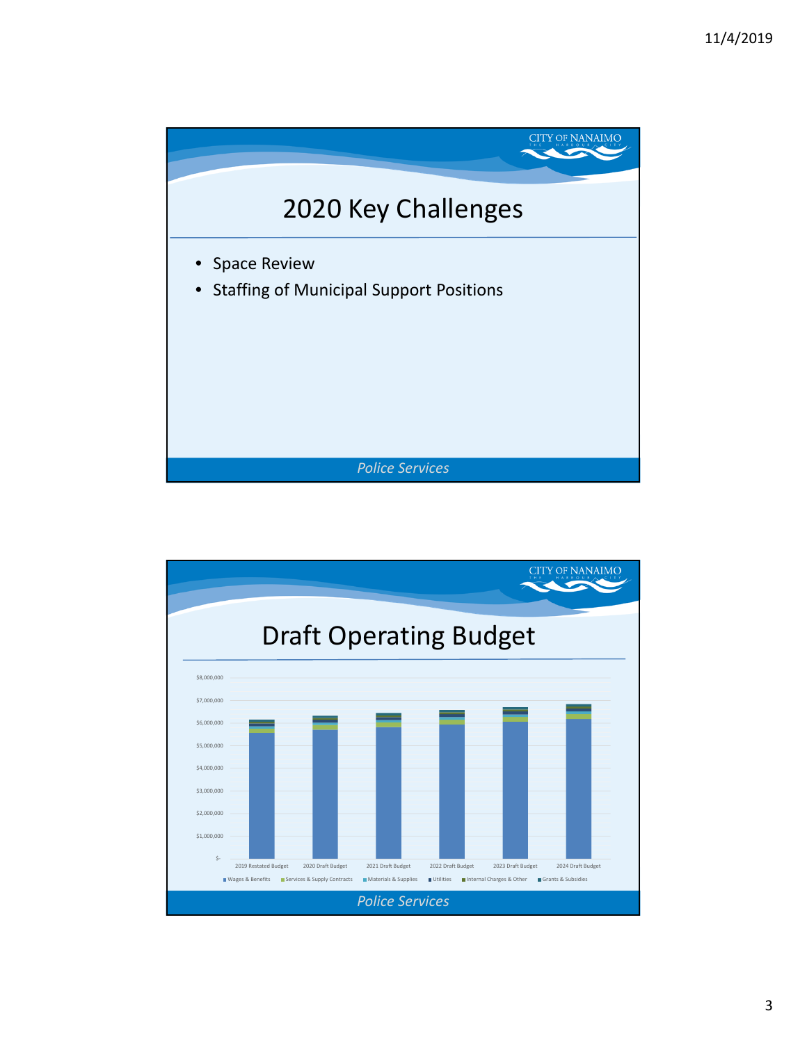## 2020 Key Challenges

- Space Review
- Staffing of Municipal Support Positions

*Police Services*

## Draft Operating Budget

$8,000,000
$7,000,000
$6,000,000
$5,000,000
$4,000,000
$3,000,000
$2,000,000
$1,000,000
$-

2019 Restated Budget | 2020 Draft Budget | 2021 Draft Budget | 2022 Draft Budget | 2023 Draft Budget | 2024 Draft Budget

Wages & Benefits | Services & Supply Contracts | Materials & Supplies | Utilities | Internal Charges & Other | Grants & Subsidies

*Police Services*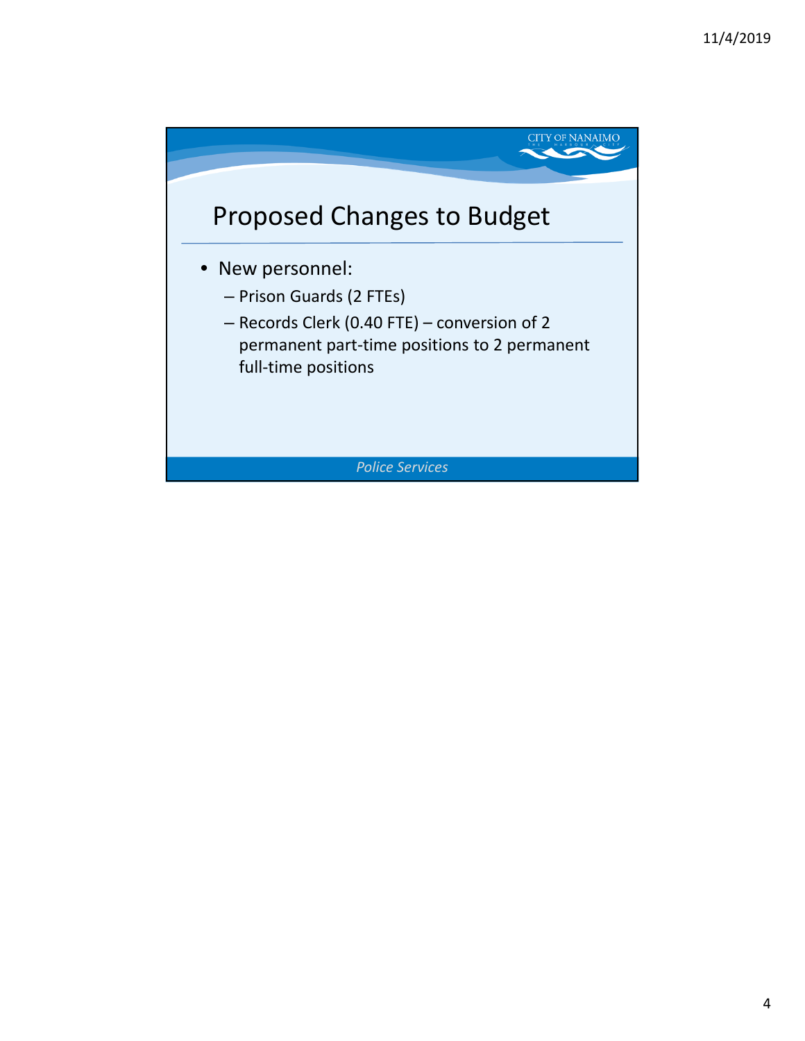# Proposed Changes to Budget

- New personnel:
  - Prison Guards (2 FTEs)
  - Records Clerk (0.40 FTE) – conversion of 2 permanent part-time positions to 2 permanent full-time positions

*Police Services*